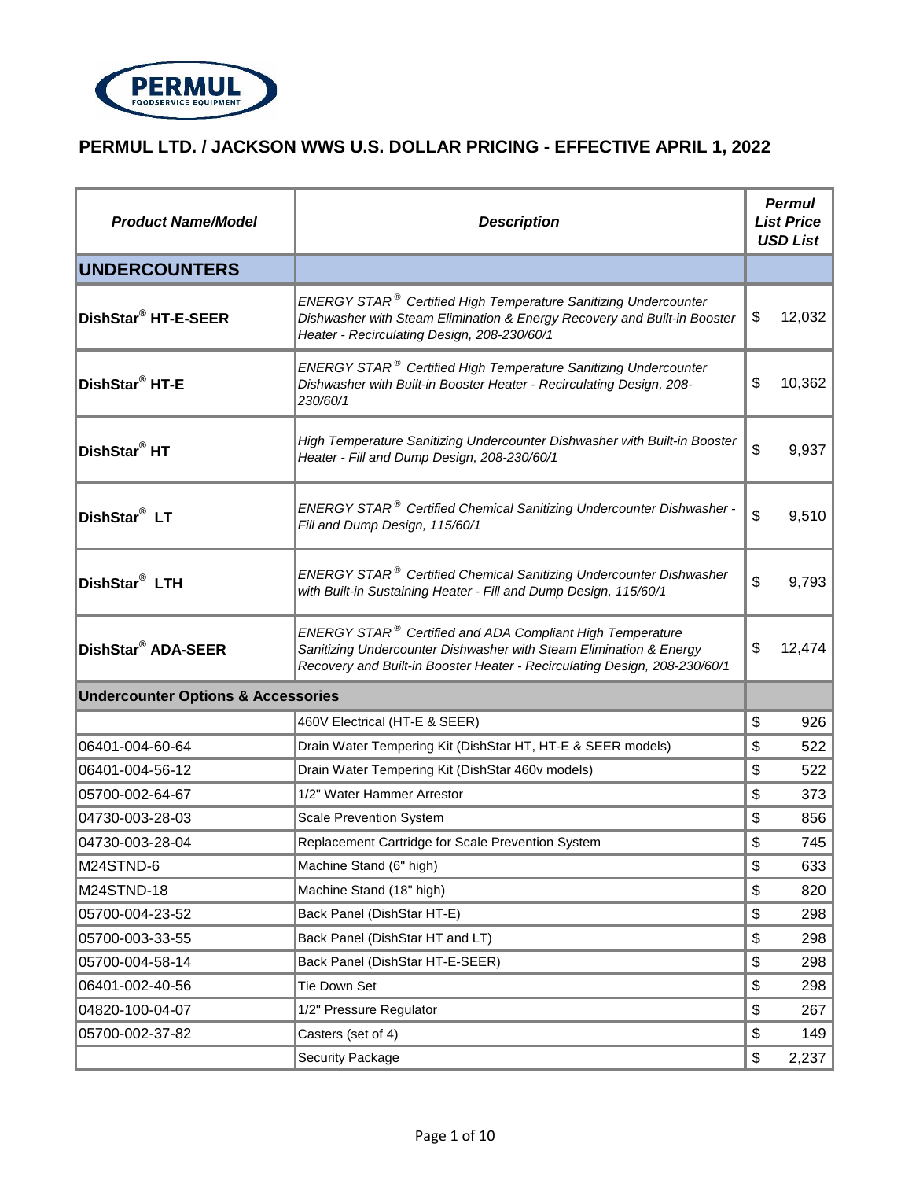PERMUL FOODSERVICE EQUIPMENT

# PERMUL LTD. / JACKSON WWS U.S. DOLLAR PRICING - EFFECTIVE APRIL 1, 2022

| ***Product Name/Model*** | ***Description*** | ***Permul List Price USD List*** |
|---|---|---|
| **UNDERCOUNTERS** | | |
| **DishStar® HT-E-SEER** | *ENERGY STAR® Certified High Temperature Sanitizing Undercounter Dishwasher with Steam Elimination & Energy Recovery and Built-in Booster Heater - Recirculating Design, 208-230/60/1* | $ 12,032 |
| **DishStar® HT-E** | *ENERGY STAR® Certified High Temperature Sanitizing Undercounter Dishwasher with Built-in Booster Heater - Recirculating Design, 208-230/60/1* | $ 10,362 |
| **DishStar® HT** | *High Temperature Sanitizing Undercounter Dishwasher with Built-in Booster Heater - Fill and Dump Design, 208-230/60/1* | $ 9,937 |
| **DishStar® LT** | *ENERGY STAR® Certified Chemical Sanitizing Undercounter Dishwasher - Fill and Dump Design, 115/60/1* | $ 9,510 |
| **DishStar® LTH** | *ENERGY STAR® Certified Chemical Sanitizing Undercounter Dishwasher with Built-in Sustaining Heater - Fill and Dump Design, 115/60/1* | $ 9,793 |
| **DishStar® ADA-SEER** | *ENERGY STAR® Certified and ADA Compliant High Temperature Sanitizing Undercounter Dishwasher with Steam Elimination & Energy Recovery and Built-in Booster Heater - Recirculating Design, 208-230/60/1* | $ 12,474 |
| **Undercounter Options & Accessories** | | |
| | 460V Electrical (HT-E & SEER) | $ 926 |
| 06401-004-60-64 | Drain Water Tempering Kit (DishStar HT, HT-E & SEER models) | $ 522 |
| 06401-004-56-12 | Drain Water Tempering Kit (DishStar 460v models) | $ 522 |
| 05700-002-64-67 | 1/2" Water Hammer Arrestor | $ 373 |
| 04730-003-28-03 | Scale Prevention System | $ 856 |
| 04730-003-28-04 | Replacement Cartridge for Scale Prevention System | $ 745 |
| M24STND-6 | Machine Stand (6" high) | $ 633 |
| M24STND-18 | Machine Stand (18" high) | $ 820 |
| 05700-004-23-52 | Back Panel (DishStar HT-E) | $ 298 |
| 05700-003-33-55 | Back Panel (DishStar HT and LT) | $ 298 |
| 05700-004-58-14 | Back Panel (DishStar HT-E-SEER) | $ 298 |
| 06401-002-40-56 | Tie Down Set | $ 298 |
| 04820-100-04-07 | 1/2" Pressure Regulator | $ 267 |
| 05700-002-37-82 | Casters (set of 4) | $ 149 |
| | Security Package | $ 2,237 |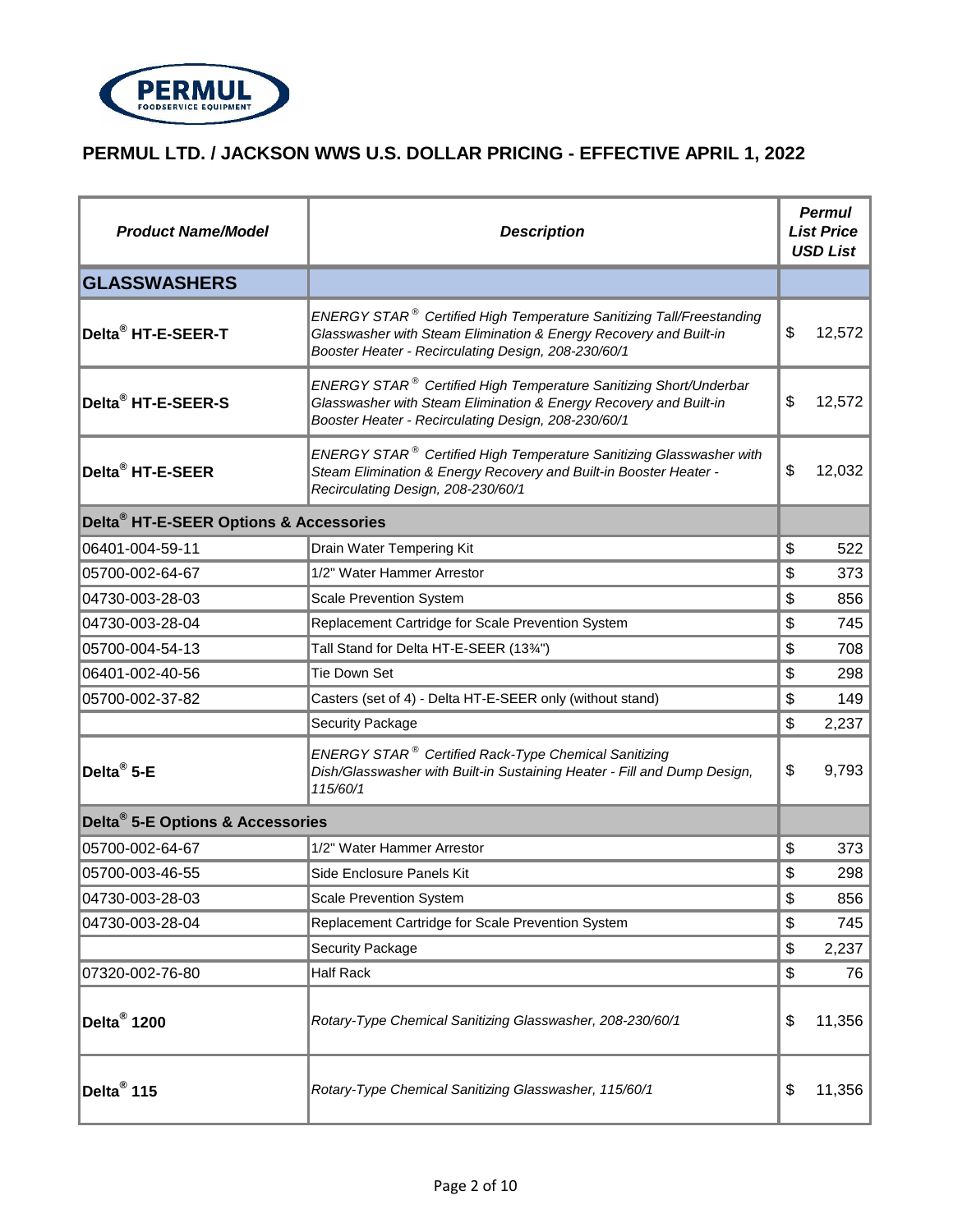PERMUL FOODSERVICE EQUIPMENT

## PERMUL LTD. / JACKSON WWS U.S. DOLLAR PRICING - EFFECTIVE APRIL 1, 2022

| *Product Name/Model* | *Description* | *Permul List Price USD List* |
|---|---|---|
| **GLASSWASHERS** | | |
| **Delta® HT-E-SEER-T** | *ENERGY STAR® Certified High Temperature Sanitizing Tall/Freestanding Glasswasher with Steam Elimination & Energy Recovery and Built-in Booster Heater - Recirculating Design, 208-230/60/1* | $ 12,572 |
| **Delta® HT-E-SEER-S** | *ENERGY STAR® Certified High Temperature Sanitizing Short/Underbar Glasswasher with Steam Elimination & Energy Recovery and Built-in Booster Heater - Recirculating Design, 208-230/60/1* | $ 12,572 |
| **Delta® HT-E-SEER** | *ENERGY STAR® Certified High Temperature Sanitizing Glasswasher with Steam Elimination & Energy Recovery and Built-in Booster Heater - Recirculating Design, 208-230/60/1* | $ 12,032 |
| **Delta® HT-E-SEER Options & Accessories** | | |
| 06401-004-59-11 | Drain Water Tempering Kit | $ 522 |
| 05700-002-64-67 | 1/2" Water Hammer Arrestor | $ 373 |
| 04730-003-28-03 | Scale Prevention System | $ 856 |
| 04730-003-28-04 | Replacement Cartridge for Scale Prevention System | $ 745 |
| 05700-004-54-13 | Tall Stand for Delta HT-E-SEER (13¾") | $ 708 |
| 06401-002-40-56 | Tie Down Set | $ 298 |
| 05700-002-37-82 | Casters (set of 4) - Delta HT-E-SEER only (without stand) | $ 149 |
| | Security Package | $ 2,237 |
| **Delta® 5-E** | *ENERGY STAR® Certified Rack-Type Chemical Sanitizing Dish/Glasswasher with Built-in Sustaining Heater - Fill and Dump Design, 115/60/1* | $ 9,793 |
| **Delta® 5-E Options & Accessories** | | |
| 05700-002-64-67 | 1/2" Water Hammer Arrestor | $ 373 |
| 05700-003-46-55 | Side Enclosure Panels Kit | $ 298 |
| 04730-003-28-03 | Scale Prevention System | $ 856 |
| 04730-003-28-04 | Replacement Cartridge for Scale Prevention System | $ 745 |
| | Security Package | $ 2,237 |
| 07320-002-76-80 | Half Rack | $ 76 |
| **Delta® 1200** | *Rotary-Type Chemical Sanitizing Glasswasher, 208-230/60/1* | $ 11,356 |
| **Delta® 115** | *Rotary-Type Chemical Sanitizing Glasswasher, 115/60/1* | $ 11,356 |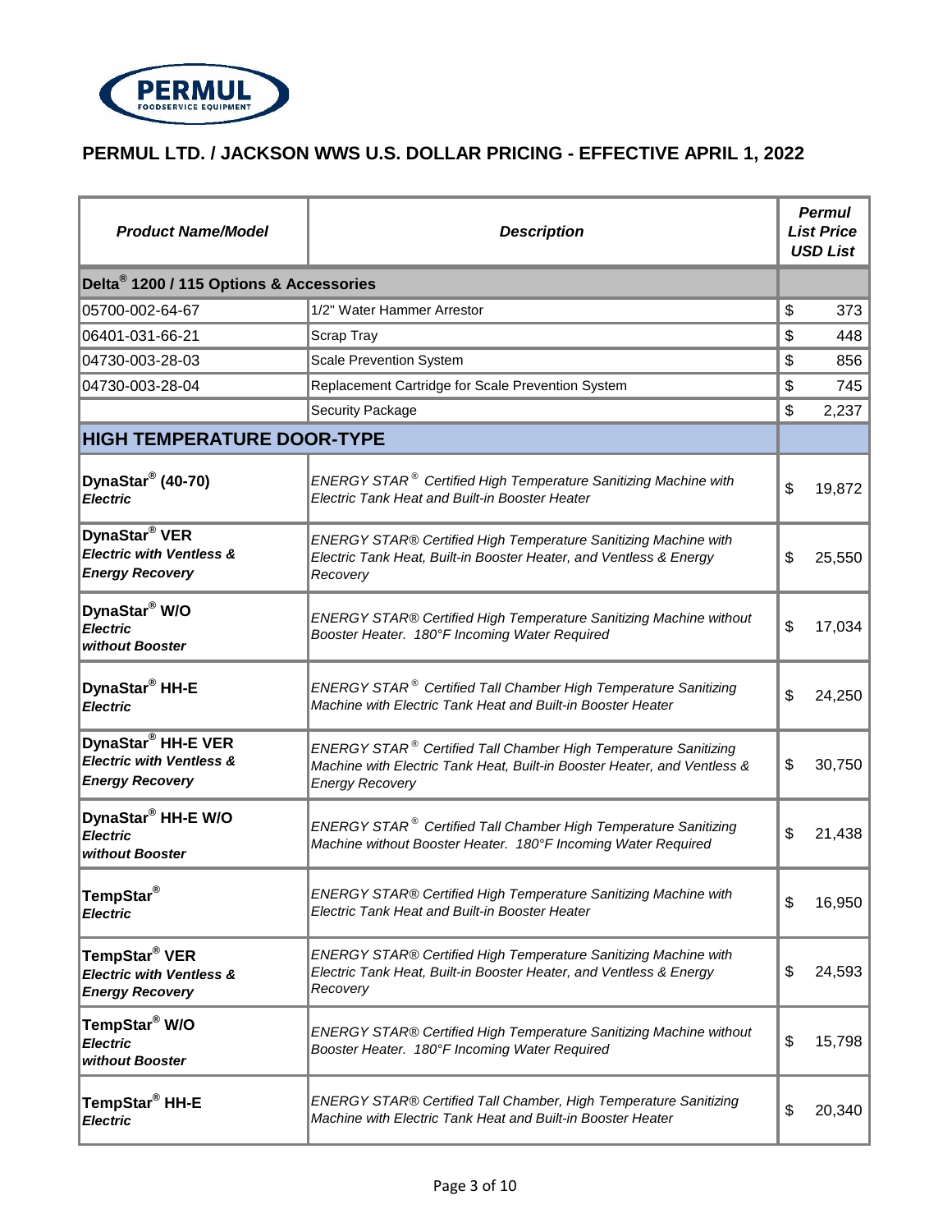## PERMUL LTD. / JACKSON WWS U.S. DOLLAR PRICING - EFFECTIVE APRIL 1, 2022

| ***Product Name/Model*** | ***Description*** | ***Permul List Price USD List*** |
|---|---|---|
| **Delta® 1200 / 115 Options & Accessories** | | |
| 05700-002-64-67 | 1/2" Water Hammer Arrestor | $ 373 |
| 06401-031-66-21 | Scrap Tray | $ 448 |
| 04730-003-28-03 | Scale Prevention System | $ 856 |
| 04730-003-28-04 | Replacement Cartridge for Scale Prevention System | $ 745 |
| | Security Package | $ 2,237 |
| **HIGH TEMPERATURE DOOR-TYPE** | | |
| **DynaStar® (40-70)** ***Electric*** | *ENERGY STAR® Certified High Temperature Sanitizing Machine with Electric Tank Heat and Built-in Booster Heater* | $ 19,872 |
| **DynaStar® VER** ***Electric with Ventless & Energy Recovery*** | *ENERGY STAR® Certified High Temperature Sanitizing Machine with Electric Tank Heat, Built-in Booster Heater, and Ventless & Energy Recovery* | $ 25,550 |
| **DynaStar® W/O** ***Electric without Booster*** | *ENERGY STAR® Certified High Temperature Sanitizing Machine without Booster Heater. 180°F Incoming Water Required* | $ 17,034 |
| **DynaStar® HH-E** ***Electric*** | *ENERGY STAR® Certified Tall Chamber High Temperature Sanitizing Machine with Electric Tank Heat and Built-in Booster Heater* | $ 24,250 |
| **DynaStar® HH-E VER** ***Electric with Ventless & Energy Recovery*** | *ENERGY STAR® Certified Tall Chamber High Temperature Sanitizing Machine with Electric Tank Heat, Built-in Booster Heater, and Ventless & Energy Recovery* | $ 30,750 |
| **DynaStar® HH-E W/O** ***Electric without Booster*** | *ENERGY STAR® Certified Tall Chamber High Temperature Sanitizing Machine without Booster Heater. 180°F Incoming Water Required* | $ 21,438 |
| **TempStar®** ***Electric*** | *ENERGY STAR® Certified High Temperature Sanitizing Machine with Electric Tank Heat and Built-in Booster Heater* | $ 16,950 |
| **TempStar® VER** ***Electric with Ventless & Energy Recovery*** | *ENERGY STAR® Certified High Temperature Sanitizing Machine with Electric Tank Heat, Built-in Booster Heater, and Ventless & Energy Recovery* | $ 24,593 |
| **TempStar® W/O** ***Electric without Booster*** | *ENERGY STAR® Certified High Temperature Sanitizing Machine without Booster Heater. 180°F Incoming Water Required* | $ 15,798 |
| **TempStar® HH-E** ***Electric*** | *ENERGY STAR® Certified Tall Chamber, High Temperature Sanitizing Machine with Electric Tank Heat and Built-in Booster Heater* | $ 20,340 |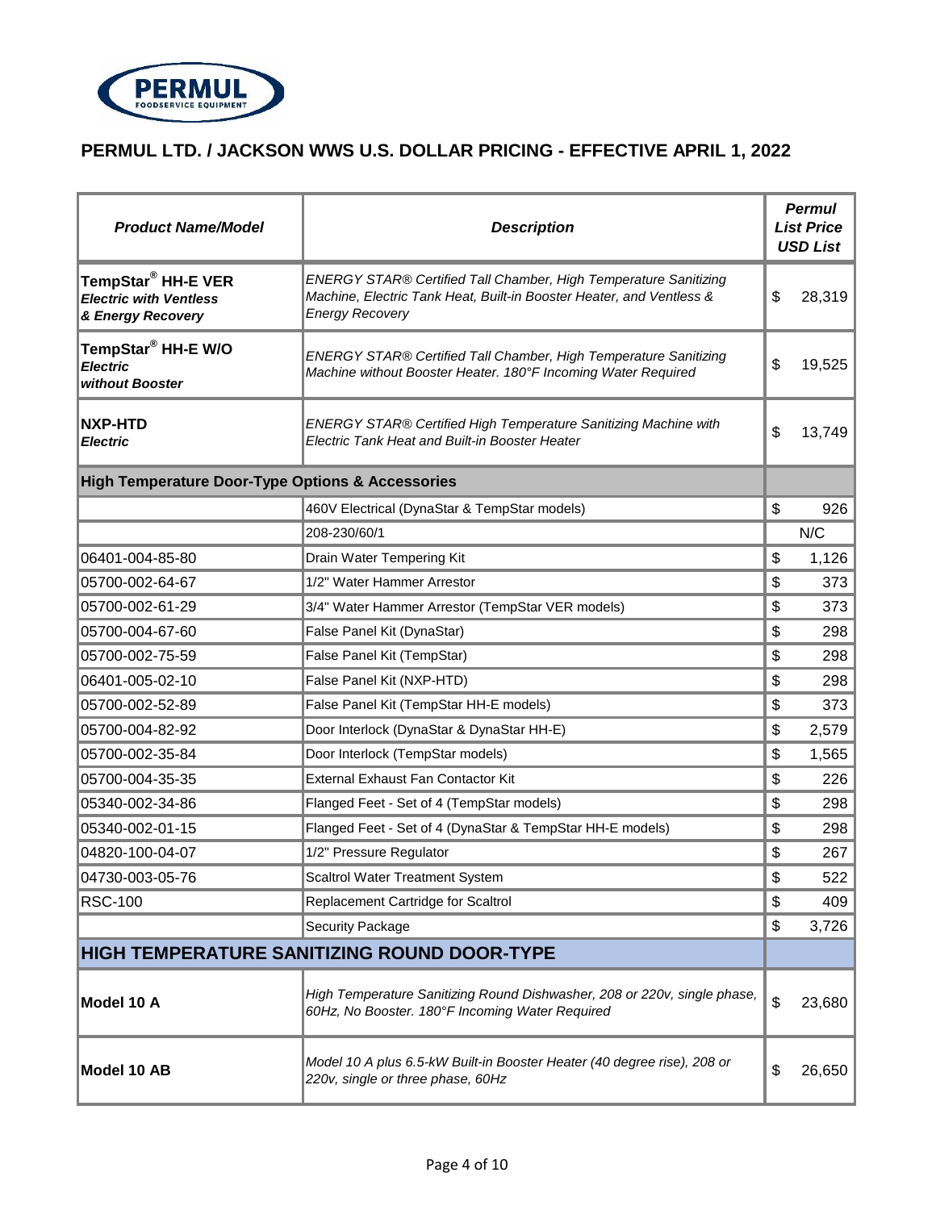PERMUL FOODSERVICE EQUIPMENT

## PERMUL LTD. / JACKSON WWS U.S. DOLLAR PRICING - EFFECTIVE APRIL 1, 2022

| ***Product Name/Model*** | ***Description*** | ***Permul List Price USD List*** |
|---|---|---|
| **TempStar® HH-E VER** ***Electric with Ventless & Energy Recovery*** | *ENERGY STAR® Certified Tall Chamber, High Temperature Sanitizing Machine, Electric Tank Heat, Built-in Booster Heater, and Ventless & Energy Recovery* | $ 28,319 |
| **TempStar® HH-E W/O** ***Electric without Booster*** | *ENERGY STAR® Certified Tall Chamber, High Temperature Sanitizing Machine without Booster Heater. 180°F Incoming Water Required* | $ 19,525 |
| **NXP-HTD** ***Electric*** | *ENERGY STAR® Certified High Temperature Sanitizing Machine with Electric Tank Heat and Built-in Booster Heater* | $ 13,749 |
| **High Temperature Door-Type Options & Accessories** | | |
| | 460V Electrical (DynaStar & TempStar models) | $ 926 |
| | 208-230/60/1 | N/C |
| 06401-004-85-80 | Drain Water Tempering Kit | $ 1,126 |
| 05700-002-64-67 | 1/2" Water Hammer Arrestor | $ 373 |
| 05700-002-61-29 | 3/4" Water Hammer Arrestor (TempStar VER models) | $ 373 |
| 05700-004-67-60 | False Panel Kit (DynaStar) | $ 298 |
| 05700-002-75-59 | False Panel Kit (TempStar) | $ 298 |
| 06401-005-02-10 | False Panel Kit (NXP-HTD) | $ 298 |
| 05700-002-52-89 | False Panel Kit (TempStar HH-E models) | $ 373 |
| 05700-004-82-92 | Door Interlock (DynaStar & DynaStar HH-E) | $ 2,579 |
| 05700-002-35-84 | Door Interlock (TempStar models) | $ 1,565 |
| 05700-004-35-35 | External Exhaust Fan Contactor Kit | $ 226 |
| 05340-002-34-86 | Flanged Feet - Set of 4 (TempStar models) | $ 298 |
| 05340-002-01-15 | Flanged Feet - Set of 4 (DynaStar & TempStar HH-E models) | $ 298 |
| 04820-100-04-07 | 1/2" Pressure Regulator | $ 267 |
| 04730-003-05-76 | Scaltrol Water Treatment System | $ 522 |
| RSC-100 | Replacement Cartridge for Scaltrol | $ 409 |
| | Security Package | $ 3,726 |
| **HIGH TEMPERATURE SANITIZING ROUND DOOR-TYPE** | | |
| **Model 10 A** | *High Temperature Sanitizing Round Dishwasher, 208 or 220v, single phase, 60Hz, No Booster. 180°F Incoming Water Required* | $ 23,680 |
| **Model 10 AB** | *Model 10 A plus 6.5-kW Built-in Booster Heater (40 degree rise), 208 or 220v, single or three phase, 60Hz* | $ 26,650 |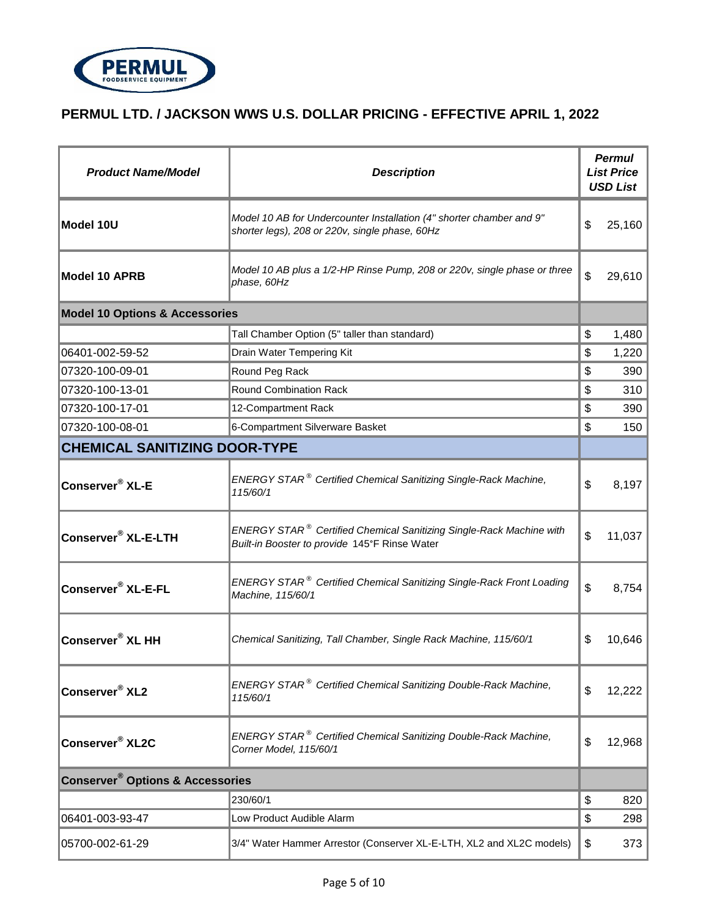PERMUL FOODSERVICE EQUIPMENT

## PERMUL LTD. / JACKSON WWS U.S. DOLLAR PRICING - EFFECTIVE APRIL 1, 2022

| *Product Name/Model* | *Description* | *Permul List Price USD List* |
|---|---|---|
| **Model 10U** | *Model 10 AB for Undercounter Installation (4" shorter chamber and 9" shorter legs), 208 or 220v, single phase, 60Hz* | $ 25,160 |
| **Model 10 APRB** | *Model 10 AB plus a 1/2-HP Rinse Pump, 208 or 220v, single phase or three phase, 60Hz* | $ 29,610 |
| **Model 10 Options & Accessories** | | |
| | Tall Chamber Option (5" taller than standard) | $ 1,480 |
| 06401-002-59-52 | Drain Water Tempering Kit | $ 1,220 |
| 07320-100-09-01 | Round Peg Rack | $ 390 |
| 07320-100-13-01 | Round Combination Rack | $ 310 |
| 07320-100-17-01 | 12-Compartment Rack | $ 390 |
| 07320-100-08-01 | 6-Compartment Silverware Basket | $ 150 |
| **CHEMICAL SANITIZING DOOR-TYPE** | | |
| **Conserver® XL-E** | *ENERGY STAR® Certified Chemical Sanitizing Single-Rack Machine, 115/60/1* | $ 8,197 |
| **Conserver® XL-E-LTH** | *ENERGY STAR® Certified Chemical Sanitizing Single-Rack Machine with Built-in Booster to provide* 145°F Rinse Water | $ 11,037 |
| **Conserver® XL-E-FL** | *ENERGY STAR® Certified Chemical Sanitizing Single-Rack Front Loading Machine, 115/60/1* | $ 8,754 |
| **Conserver® XL HH** | *Chemical Sanitizing, Tall Chamber, Single Rack Machine, 115/60/1* | $ 10,646 |
| **Conserver® XL2** | *ENERGY STAR® Certified Chemical Sanitizing Double-Rack Machine, 115/60/1* | $ 12,222 |
| **Conserver® XL2C** | *ENERGY STAR® Certified Chemical Sanitizing Double-Rack Machine, Corner Model, 115/60/1* | $ 12,968 |
| **Conserver® Options & Accessories** | | |
| | 230/60/1 | $ 820 |
| 06401-003-93-47 | Low Product Audible Alarm | $ 298 |
| 05700-002-61-29 | 3/4" Water Hammer Arrestor (Conserver XL-E-LTH, XL2 and XL2C models) | $ 373 |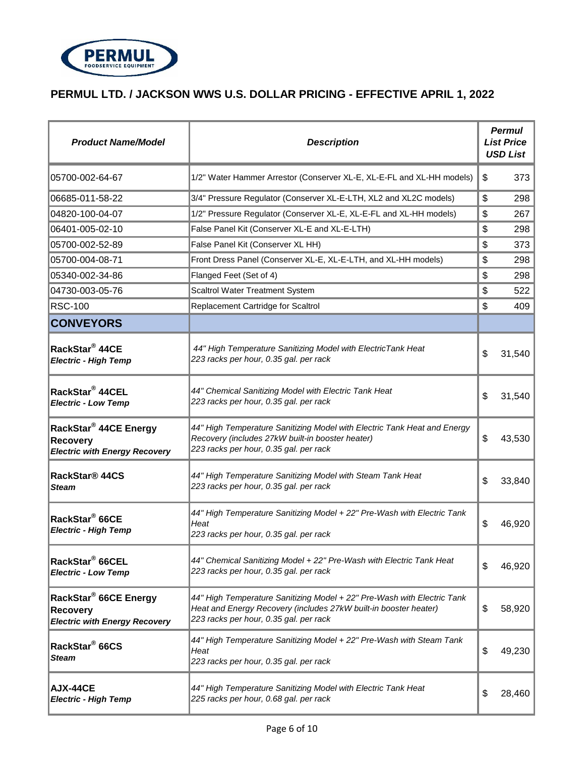PERMUL FOODSERVICE EQUIPMENT

## PERMUL LTD. / JACKSON WWS U.S. DOLLAR PRICING - EFFECTIVE APRIL 1, 2022

| ***Product Name/Model*** | ***Description*** | ***Permul List Price USD List*** |
|---|---|---|
| 05700-002-64-67 | 1/2" Water Hammer Arrestor (Conserver XL-E, XL-E-FL and XL-HH models) | $ 373 |
| 06685-011-58-22 | 3/4" Pressure Regulator (Conserver XL-E-LTH, XL2 and XL2C models) | $ 298 |
| 04820-100-04-07 | 1/2" Pressure Regulator (Conserver XL-E, XL-E-FL and XL-HH models) | $ 267 |
| 06401-005-02-10 | False Panel Kit (Conserver XL-E and XL-E-LTH) | $ 298 |
| 05700-002-52-89 | False Panel Kit (Conserver XL HH) | $ 373 |
| 05700-004-08-71 | Front Dress Panel (Conserver XL-E, XL-E-LTH, and XL-HH models) | $ 298 |
| 05340-002-34-86 | Flanged Feet (Set of 4) | $ 298 |
| 04730-003-05-76 | Scaltrol Water Treatment System | $ 522 |
| RSC-100 | Replacement Cartridge for Scaltrol | $ 409 |
| **CONVEYORS** | | |
| **RackStar® 44CE** ***Electric - High Temp*** | *44" High Temperature Sanitizing Model with ElectricTank Heat 223 racks per hour, 0.35 gal. per rack* | $ 31,540 |
| **RackStar® 44CEL** ***Electric - Low Temp*** | *44" Chemical Sanitizing Model with Electric Tank Heat 223 racks per hour, 0.35 gal. per rack* | $ 31,540 |
| **RackStar® 44CE Energy Recovery** ***Electric with Energy Recovery*** | *44" High Temperature Sanitizing Model with Electric Tank Heat and Energy Recovery (includes 27kW built-in booster heater) 223 racks per hour, 0.35 gal. per rack* | $ 43,530 |
| **RackStar® 44CS** ***Steam*** | *44" High Temperature Sanitizing Model with Steam Tank Heat 223 racks per hour, 0.35 gal. per rack* | $ 33,840 |
| **RackStar® 66CE** ***Electric - High Temp*** | *44" High Temperature Sanitizing Model + 22" Pre-Wash with Electric Tank Heat 223 racks per hour, 0.35 gal. per rack* | $ 46,920 |
| **RackStar® 66CEL** ***Electric - Low Temp*** | *44" Chemical Sanitizing Model + 22" Pre-Wash with Electric Tank Heat 223 racks per hour, 0.35 gal. per rack* | $ 46,920 |
| **RackStar® 66CE Energy Recovery** ***Electric with Energy Recovery*** | *44" High Temperature Sanitizing Model + 22" Pre-Wash with Electric Tank Heat and Energy Recovery (includes 27kW built-in booster heater) 223 racks per hour, 0.35 gal. per rack* | $ 58,920 |
| **RackStar® 66CS** ***Steam*** | *44" High Temperature Sanitizing Model + 22" Pre-Wash with Steam Tank Heat 223 racks per hour, 0.35 gal. per rack* | $ 49,230 |
| **AJX-44CE** ***Electric - High Temp*** | *44" High Temperature Sanitizing Model with Electric Tank Heat 225 racks per hour, 0.68 gal. per rack* | $ 28,460 |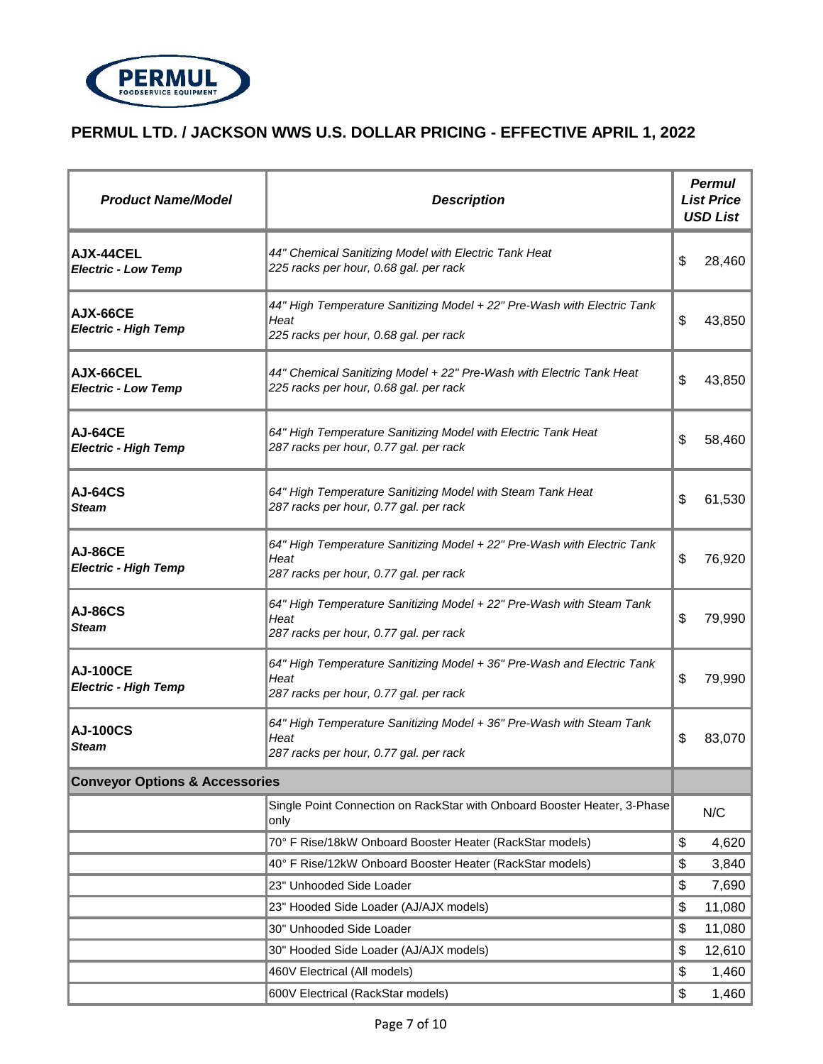# PERMUL LTD. / JACKSON WWS U.S. DOLLAR PRICING - EFFECTIVE APRIL 1, 2022

| *Product Name/Model* | *Description* | *Permul List Price USD List* |
|---|---|---|
| **AJX-44CEL** ***Electric - Low Temp*** | *44" Chemical Sanitizing Model with Electric Tank Heat 225 racks per hour, 0.68 gal. per rack* | $ 28,460 |
| **AJX-66CE** ***Electric - High Temp*** | *44" High Temperature Sanitizing Model + 22" Pre-Wash with Electric Tank Heat 225 racks per hour, 0.68 gal. per rack* | $ 43,850 |
| **AJX-66CEL** ***Electric - Low Temp*** | *44" Chemical Sanitizing Model + 22" Pre-Wash with Electric Tank Heat 225 racks per hour, 0.68 gal. per rack* | $ 43,850 |
| **AJ-64CE** ***Electric - High Temp*** | *64" High Temperature Sanitizing Model with Electric Tank Heat 287 racks per hour, 0.77 gal. per rack* | $ 58,460 |
| **AJ-64CS** ***Steam*** | *64" High Temperature Sanitizing Model with Steam Tank Heat 287 racks per hour, 0.77 gal. per rack* | $ 61,530 |
| **AJ-86CE** ***Electric - High Temp*** | *64" High Temperature Sanitizing Model + 22" Pre-Wash with Electric Tank Heat 287 racks per hour, 0.77 gal. per rack* | $ 76,920 |
| **AJ-86CS** ***Steam*** | *64" High Temperature Sanitizing Model + 22" Pre-Wash with Steam Tank Heat 287 racks per hour, 0.77 gal. per rack* | $ 79,990 |
| **AJ-100CE** ***Electric - High Temp*** | *64" High Temperature Sanitizing Model + 36" Pre-Wash and Electric Tank Heat 287 racks per hour, 0.77 gal. per rack* | $ 79,990 |
| **AJ-100CS** ***Steam*** | *64" High Temperature Sanitizing Model + 36" Pre-Wash with Steam Tank Heat 287 racks per hour, 0.77 gal. per rack* | $ 83,070 |
| **Conveyor Options & Accessories** | | |
| | Single Point Connection on RackStar with Onboard Booster Heater, 3-Phase only | N/C |
| | 70° F Rise/18kW Onboard Booster Heater (RackStar models) | $ 4,620 |
| | 40° F Rise/12kW Onboard Booster Heater (RackStar models) | $ 3,840 |
| | 23" Unhooded Side Loader | $ 7,690 |
| | 23" Hooded Side Loader (AJ/AJX models) | $ 11,080 |
| | 30" Unhooded Side Loader | $ 11,080 |
| | 30" Hooded Side Loader (AJ/AJX models) | $ 12,610 |
| | 460V Electrical (All models) | $ 1,460 |
| | 600V Electrical (RackStar models) | $ 1,460 |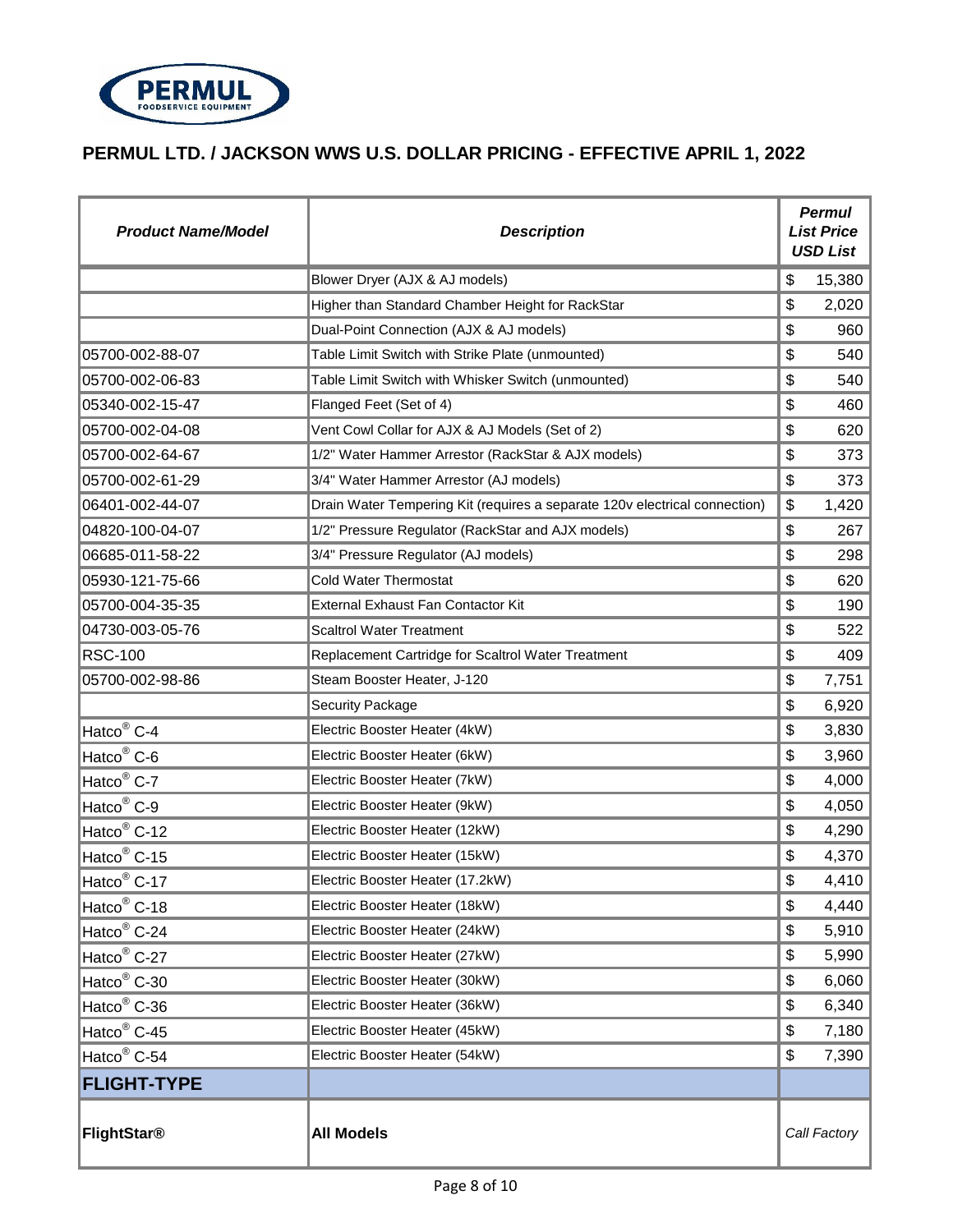## PERMUL LTD. / JACKSON WWS U.S. DOLLAR PRICING - EFFECTIVE APRIL 1, 2022

| *Product Name/Model* | *Description* | *Permul List Price USD List* |
|---|---|---|
| | Blower Dryer (AJX & AJ models) | $ 15,380 |
| | Higher than Standard Chamber Height for RackStar | $ 2,020 |
| | Dual-Point Connection (AJX & AJ models) | $ 960 |
| 05700-002-88-07 | Table Limit Switch with Strike Plate (unmounted) | $ 540 |
| 05700-002-06-83 | Table Limit Switch with Whisker Switch (unmounted) | $ 540 |
| 05340-002-15-47 | Flanged Feet (Set of 4) | $ 460 |
| 05700-002-04-08 | Vent Cowl Collar for AJX & AJ Models (Set of 2) | $ 620 |
| 05700-002-64-67 | 1/2" Water Hammer Arrestor (RackStar & AJX models) | $ 373 |
| 05700-002-61-29 | 3/4" Water Hammer Arrestor (AJ models) | $ 373 |
| 06401-002-44-07 | Drain Water Tempering Kit (requires a separate 120v electrical connection) | $ 1,420 |
| 04820-100-04-07 | 1/2" Pressure Regulator (RackStar and AJX models) | $ 267 |
| 06685-011-58-22 | 3/4" Pressure Regulator (AJ models) | $ 298 |
| 05930-121-75-66 | Cold Water Thermostat | $ 620 |
| 05700-004-35-35 | External Exhaust Fan Contactor Kit | $ 190 |
| 04730-003-05-76 | Scaltrol Water Treatment | $ 522 |
| RSC-100 | Replacement Cartridge for Scaltrol Water Treatment | $ 409 |
| 05700-002-98-86 | Steam Booster Heater, J-120 | $ 7,751 |
| | Security Package | $ 6,920 |
| Hatco® C-4 | Electric Booster Heater (4kW) | $ 3,830 |
| Hatco® C-6 | Electric Booster Heater (6kW) | $ 3,960 |
| Hatco® C-7 | Electric Booster Heater (7kW) | $ 4,000 |
| Hatco® C-9 | Electric Booster Heater (9kW) | $ 4,050 |
| Hatco® C-12 | Electric Booster Heater (12kW) | $ 4,290 |
| Hatco® C-15 | Electric Booster Heater (15kW) | $ 4,370 |
| Hatco® C-17 | Electric Booster Heater (17.2kW) | $ 4,410 |
| Hatco® C-18 | Electric Booster Heater (18kW) | $ 4,440 |
| Hatco® C-24 | Electric Booster Heater (24kW) | $ 5,910 |
| Hatco® C-27 | Electric Booster Heater (27kW) | $ 5,990 |
| Hatco® C-30 | Electric Booster Heater (30kW) | $ 6,060 |
| Hatco® C-36 | Electric Booster Heater (36kW) | $ 6,340 |
| Hatco® C-45 | Electric Booster Heater (45kW) | $ 7,180 |
| Hatco® C-54 | Electric Booster Heater (54kW) | $ 7,390 |
| **FLIGHT-TYPE** | | |
| **FlightStar®** | **All Models** | *Call Factory* |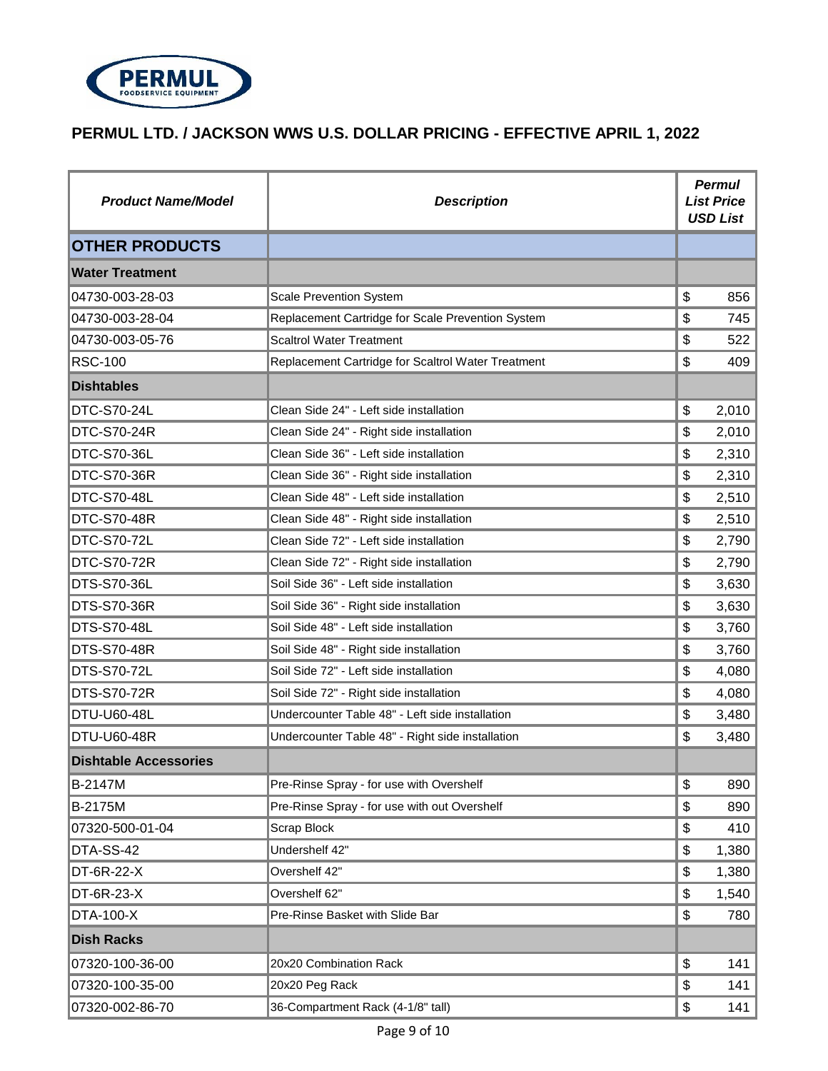PERMUL FOODSERVICE EQUIPMENT

# PERMUL LTD. / JACKSON WWS U.S. DOLLAR PRICING - EFFECTIVE APRIL 1, 2022

| ***Product Name/Model*** | ***Description*** | ***Permul List Price USD List*** |
|---|---|---|
| **OTHER PRODUCTS** | | |
| **Water Treatment** | | |
| 04730-003-28-03 | Scale Prevention System | $ 856 |
| 04730-003-28-04 | Replacement Cartridge for Scale Prevention System | $ 745 |
| 04730-003-05-76 | Scaltrol Water Treatment | $ 522 |
| RSC-100 | Replacement Cartridge for Scaltrol Water Treatment | $ 409 |
| **Dishtables** | | |
| DTC-S70-24L | Clean Side 24" - Left side installation | $ 2,010 |
| DTC-S70-24R | Clean Side 24" - Right side installation | $ 2,010 |
| DTC-S70-36L | Clean Side 36" - Left side installation | $ 2,310 |
| DTC-S70-36R | Clean Side 36" - Right side installation | $ 2,310 |
| DTC-S70-48L | Clean Side 48" - Left side installation | $ 2,510 |
| DTC-S70-48R | Clean Side 48" - Right side installation | $ 2,510 |
| DTC-S70-72L | Clean Side 72" - Left side installation | $ 2,790 |
| DTC-S70-72R | Clean Side 72" - Right side installation | $ 2,790 |
| DTS-S70-36L | Soil Side 36" - Left side installation | $ 3,630 |
| DTS-S70-36R | Soil Side 36" - Right side installation | $ 3,630 |
| DTS-S70-48L | Soil Side 48" - Left side installation | $ 3,760 |
| DTS-S70-48R | Soil Side 48" - Right side installation | $ 3,760 |
| DTS-S70-72L | Soil Side 72" - Left side installation | $ 4,080 |
| DTS-S70-72R | Soil Side 72" - Right side installation | $ 4,080 |
| DTU-U60-48L | Undercounter Table 48" - Left side installation | $ 3,480 |
| DTU-U60-48R | Undercounter Table 48" - Right side installation | $ 3,480 |
| **Dishtable Accessories** | | |
| B-2147M | Pre-Rinse Spray - for use with Overshelf | $ 890 |
| B-2175M | Pre-Rinse Spray - for use with out Overshelf | $ 890 |
| 07320-500-01-04 | Scrap Block | $ 410 |
| DTA-SS-42 | Undershelf 42" | $ 1,380 |
| DT-6R-22-X | Overshelf 42" | $ 1,380 |
| DT-6R-23-X | Overshelf 62" | $ 1,540 |
| DTA-100-X | Pre-Rinse Basket with Slide Bar | $ 780 |
| **Dish Racks** | | |
| 07320-100-36-00 | 20x20 Combination Rack | $ 141 |
| 07320-100-35-00 | 20x20 Peg Rack | $ 141 |
| 07320-002-86-70 | 36-Compartment Rack (4-1/8" tall) | $ 141 |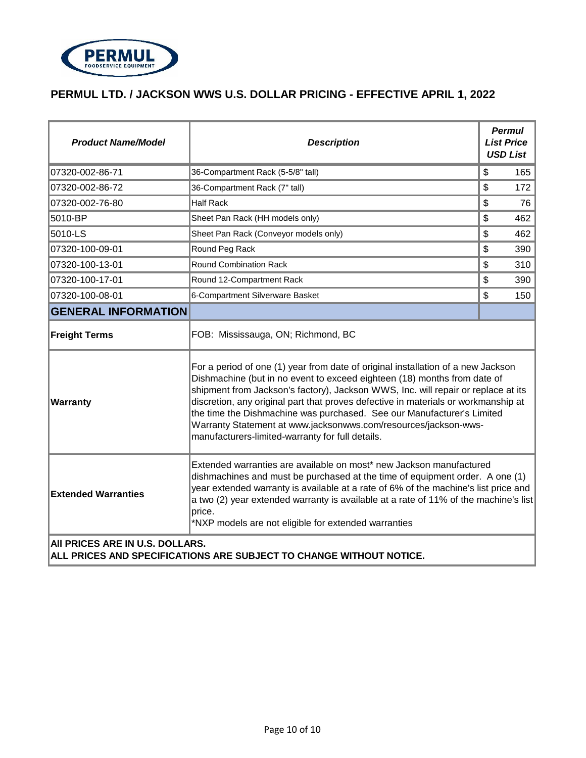PERMUL FOODSERVICE EQUIPMENT

# PERMUL LTD. / JACKSON WWS U.S. DOLLAR PRICING - EFFECTIVE APRIL 1, 2022

| ***Product Name/Model*** | ***Description*** | ***Permul List Price USD List*** |
|---|---|---|
| 07320-002-86-71 | 36-Compartment Rack (5-5/8" tall) | $ 165 |
| 07320-002-86-72 | 36-Compartment Rack (7" tall) | $ 172 |
| 07320-002-76-80 | Half Rack | $ 76 |
| 5010-BP | Sheet Pan Rack (HH models only) | $ 462 |
| 5010-LS | Sheet Pan Rack (Conveyor models only) | $ 462 |
| 07320-100-09-01 | Round Peg Rack | $ 390 |
| 07320-100-13-01 | Round Combination Rack | $ 310 |
| 07320-100-17-01 | Round 12-Compartment Rack | $ 390 |
| 07320-100-08-01 | 6-Compartment Silverware Basket | $ 150 |
| **GENERAL INFORMATION** | | |
| **Freight Terms** | FOB: Mississauga, ON; Richmond, BC | |
| **Warranty** | For a period of one (1) year from date of original installation of a new Jackson Dishmachine (but in no event to exceed eighteen (18) months from date of shipment from Jackson's factory), Jackson WWS, Inc. will repair or replace at its discretion, any original part that proves defective in materials or workmanship at the time the Dishmachine was purchased. See our Manufacturer's Limited Warranty Statement at www.jacksonwws.com/resources/jackson-wws-manufacturers-limited-warranty for full details. | |
| **Extended Warranties** | Extended warranties are available on most* new Jackson manufactured dishmachines and must be purchased at the time of equipment order. A one (1) year extended warranty is available at a rate of 6% of the machine's list price and a two (2) year extended warranty is available at a rate of 11% of the machine's list price. *NXP models are not eligible for extended warranties | |

**All PRICES ARE IN U.S. DOLLARS.**
**ALL PRICES AND SPECIFICATIONS ARE SUBJECT TO CHANGE WITHOUT NOTICE.**